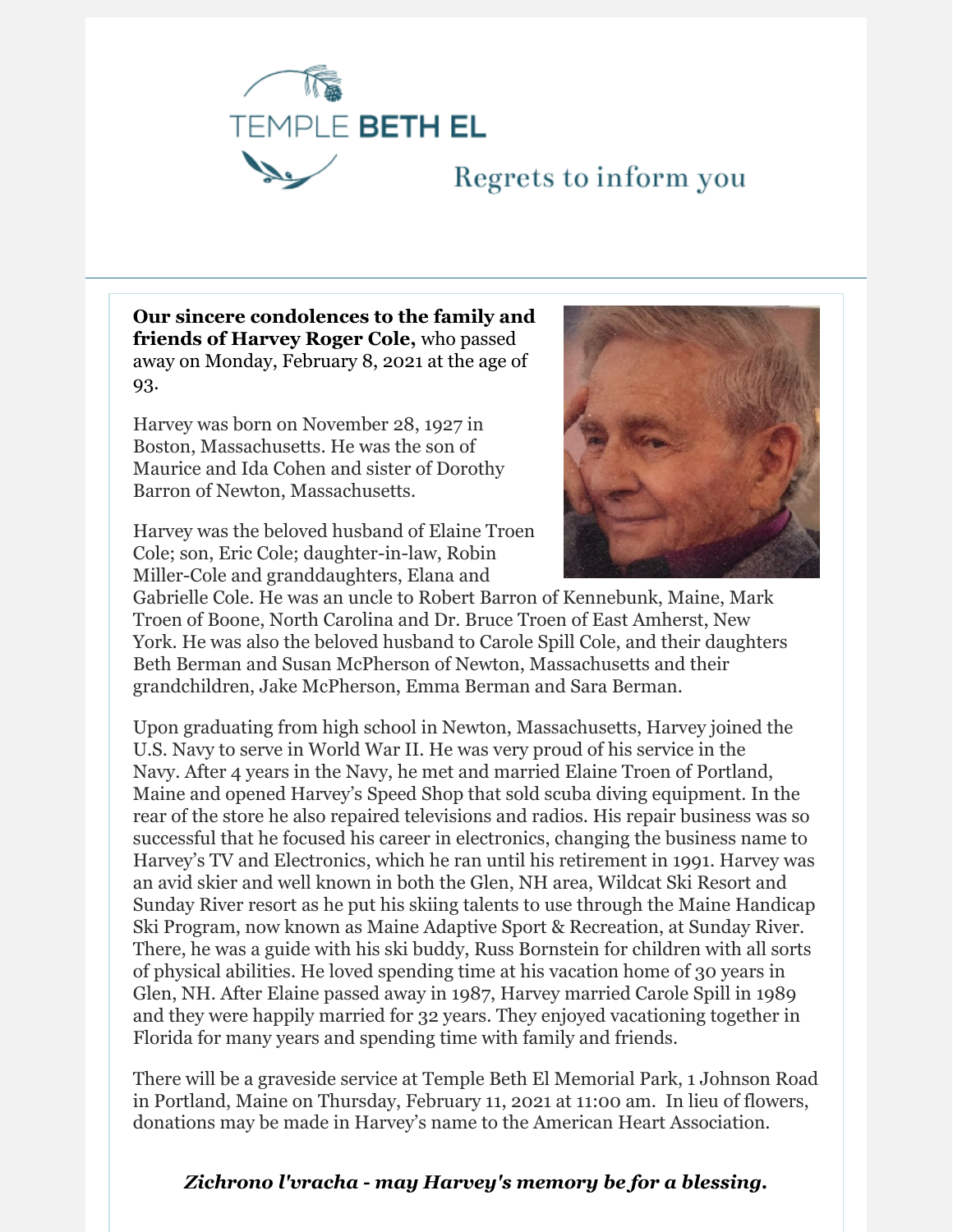# TEMPLE BETH EL

## Regrets to inform you

**Our sincere condolences to the family and friends of Harvey Roger Cole,** who passed away on Monday, February 8, 2021 at the age of 93.

Harvey was born on November 28, 1927 in Boston, Massachusetts. He was the son of Maurice and Ida Cohen and sister of Dorothy Barron of Newton, Massachusetts.

Harvey was the beloved husband of Elaine Troen Cole; son, Eric Cole; daughter-in-law, Robin Miller-Cole and granddaughters, Elana and Gabrielle Cole. He was an uncle to Robert Barron of Kennebunk, Maine, Mark Troen of Boone, North Carolina and Dr. Bruce Troen of East Amherst, New York. He was also the beloved husband to Carole Spill Cole, and their daughters Beth Berman and Susan McPherson of Newton, Massachusetts and their grandchildren, Jake McPherson, Emma Berman and Sara Berman.

Upon graduating from high school in Newton, Massachusetts, Harvey joined the U.S. Navy to serve in World War II. He was very proud of his service in the Navy. After 4 years in the Navy, he met and married Elaine Troen of Portland, Maine and opened Harvey's Speed Shop that sold scuba diving equipment. In the rear of the store he also repaired televisions and radios. His repair business was so successful that he focused his career in electronics, changing the business name to Harvey's TV and Electronics, which he ran until his retirement in 1991. Harvey was an avid skier and well known in both the Glen, NH area, Wildcat Ski Resort and Sunday River resort as he put his skiing talents to use through the Maine Handicap Ski Program, now known as Maine Adaptive Sport & Recreation, at Sunday River. There, he was a guide with his ski buddy, Russ Bornstein for children with all sorts of physical abilities. He loved spending time at his vacation home of 30 years in Glen, NH. After Elaine passed away in 1987, Harvey married Carole Spill in 1989 and they were happily married for 32 years. They enjoyed vacationing together in Florida for many years and spending time with family and friends.

There will be a graveside service at Temple Beth El Memorial Park, 1 Johnson Road in Portland, Maine on Thursday, February 11, 2021 at 11:00 am. In lieu of flowers, donations may be made in Harvey's name to the American Heart Association.

***Zichrono l'vracha - may Harvey's memory be for a blessing.***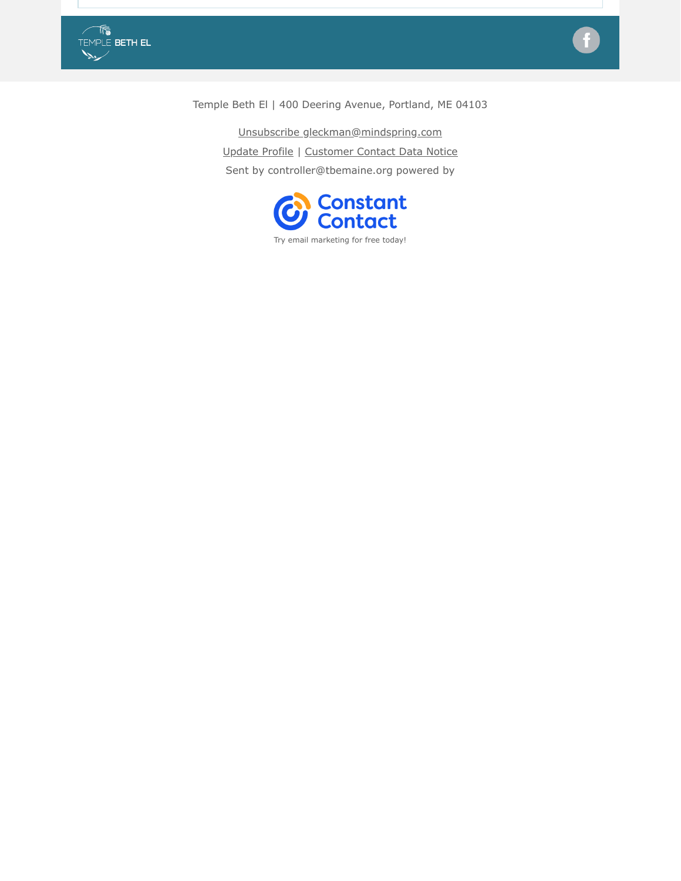TEMPLE BETH EL

Temple Beth El | 400 Deering Avenue, Portland, ME 04103

Unsubscribe gleckman@mindspring.com

Update Profile | Customer Contact Data Notice

Sent by controller@tbemaine.org powered by

Constant Contact

Try email marketing for free today!